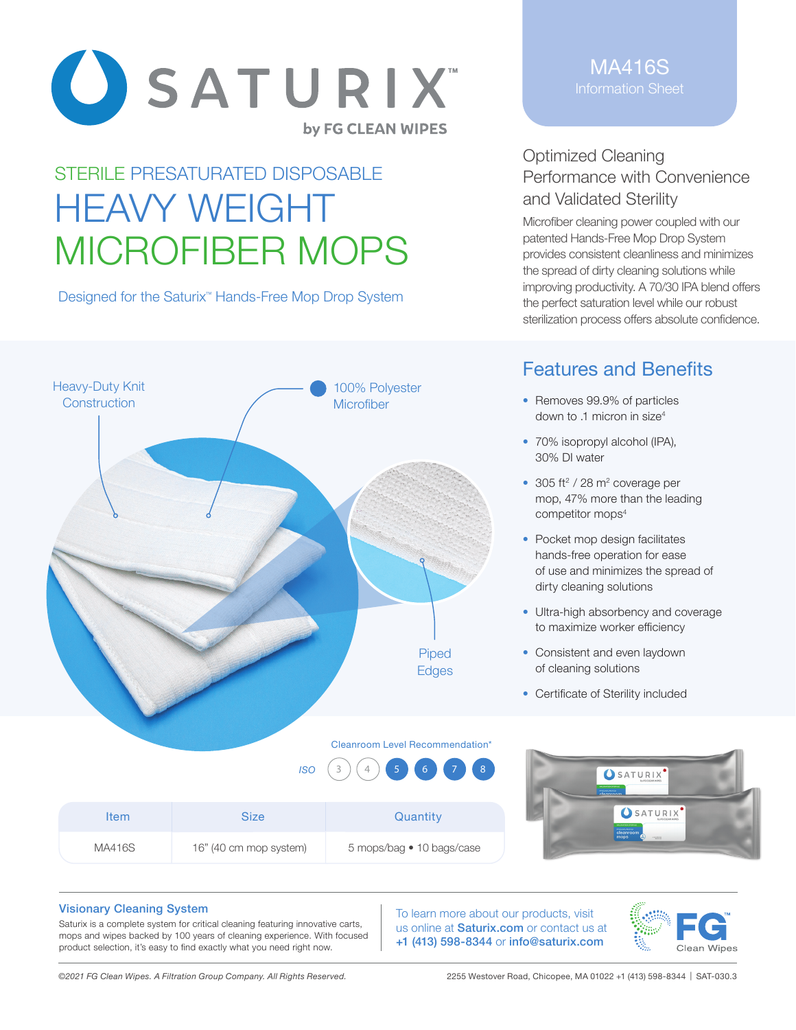SATURIX™

by FG CLEAN WIPES

MA416S
Information Sheet

STERILE PRESATURATED DISPOSABLE

# HEAVY WEIGHT MICROFIBER MOPS

Designed for the Saturix™ Hands-Free Mop Drop System

## Optimized Cleaning Performance with Convenience and Validated Sterility

Microfiber cleaning power coupled with our patented Hands-Free Mop Drop System provides consistent cleanliness and minimizes the spread of dirty cleaning solutions while improving productivity. A 70/30 IPA blend offers the perfect saturation level while our robust sterilization process offers absolute confidence.

Heavy-Duty Knit Construction

100% Polyester Microfiber

Piped Edges

## Features and Benefits

- Removes 99.9% of particles down to .1 micron in size[4]
- 70% isopropyl alcohol (IPA), 30% DI water
- 305 ft² / 28 m² coverage per mop, 47% more than the leading competitor mops[4]
- Pocket mop design facilitates hands-free operation for ease of use and minimizes the spread of dirty cleaning solutions
- Ultra-high absorbency and coverage to maximize worker efficiency
- Consistent and even laydown of cleaning solutions
- Certificate of Sterility included

Cleanroom Level Recommendation*

ISO 3 4 5 6 7 8

| Item | Size | Quantity |
|---|---|---|
| MA416S | 16" (40 cm mop system) | 5 mops/bag • 10 bags/case |

### Visionary Cleaning System

Saturix is a complete system for critical cleaning featuring innovative carts, mops and wipes backed by 100 years of cleaning experience. With focused product selection, it's easy to find exactly what you need right now.

To learn more about our products, visit us online at **Saturix.com** or contact us at **+1 (413) 598-8344** or **info@saturix.com**

FG™ Clean Wipes

*©2021 FG Clean Wipes. A Filtration Group Company. All Rights Reserved.*

2255 Westover Road, Chicopee, MA 01022 +1 (413) 598-8344 | SAT-030.3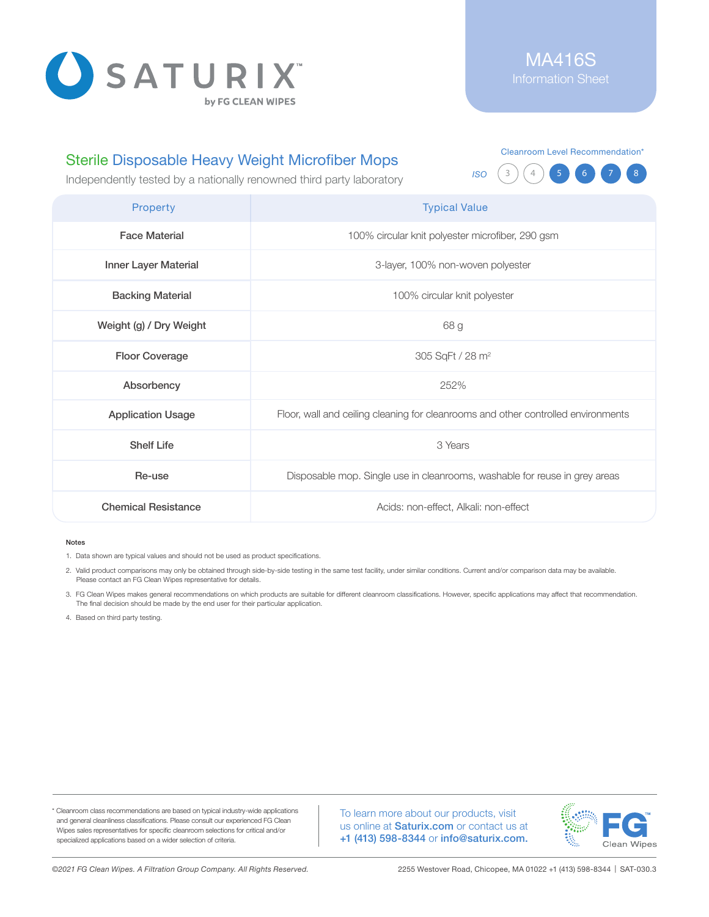# SATURIX™

by FG CLEAN WIPES

## MA416S
Information Sheet

## Sterile Disposable Heavy Weight Microfiber Mops

Independently tested by a nationally renowned third party laboratory

Cleanroom Level Recommendation*

ISO 3 4 **5** **6** **7** **8**

| Property | Typical Value |
|---|---|
| Face Material | 100% circular knit polyester microfiber, 290 gsm |
| Inner Layer Material | 3-layer, 100% non-woven polyester |
| Backing Material | 100% circular knit polyester |
| Weight (g) / Dry Weight | 68 g |
| Floor Coverage | 305 SqFt / 28 $m^2$ |
| Absorbency | 252% |
| Application Usage | Floor, wall and ceiling cleaning for cleanrooms and other controlled environments |
| Shelf Life | 3 Years |
| Re-use | Disposable mop. Single use in cleanrooms, washable for reuse in grey areas |
| Chemical Resistance | Acids: non-effect, Alkali: non-effect |

**Notes**

1. Data shown are typical values and should not be used as product specifications.
2. Valid product comparisons may only be obtained through side-by-side testing in the same test facility, under similar conditions. Current and/or comparison data may be available. Please contact an FG Clean Wipes representative for details.
3. FG Clean Wipes makes general recommendations on which products are suitable for different cleanroom classifications. However, specific applications may affect that recommendation. The final decision should be made by the end user for their particular application.
4. Based on third party testing.

* Cleanroom class recommendations are based on typical industry-wide applications and general cleanliness classifications. Please consult our experienced FG Clean Wipes sales representatives for specific cleanroom selections for critical and/or specialized applications based on a wider selection of criteria.

To learn more about our products, visit us online at **Saturix.com** or contact us at **+1 (413) 598-8344** or **info@saturix.com.**

FG™ Clean Wipes

*©2021 FG Clean Wipes. A Filtration Group Company. All Rights Reserved.*

2255 Westover Road, Chicopee, MA 01022 +1 (413) 598-8344 | SAT-030.3